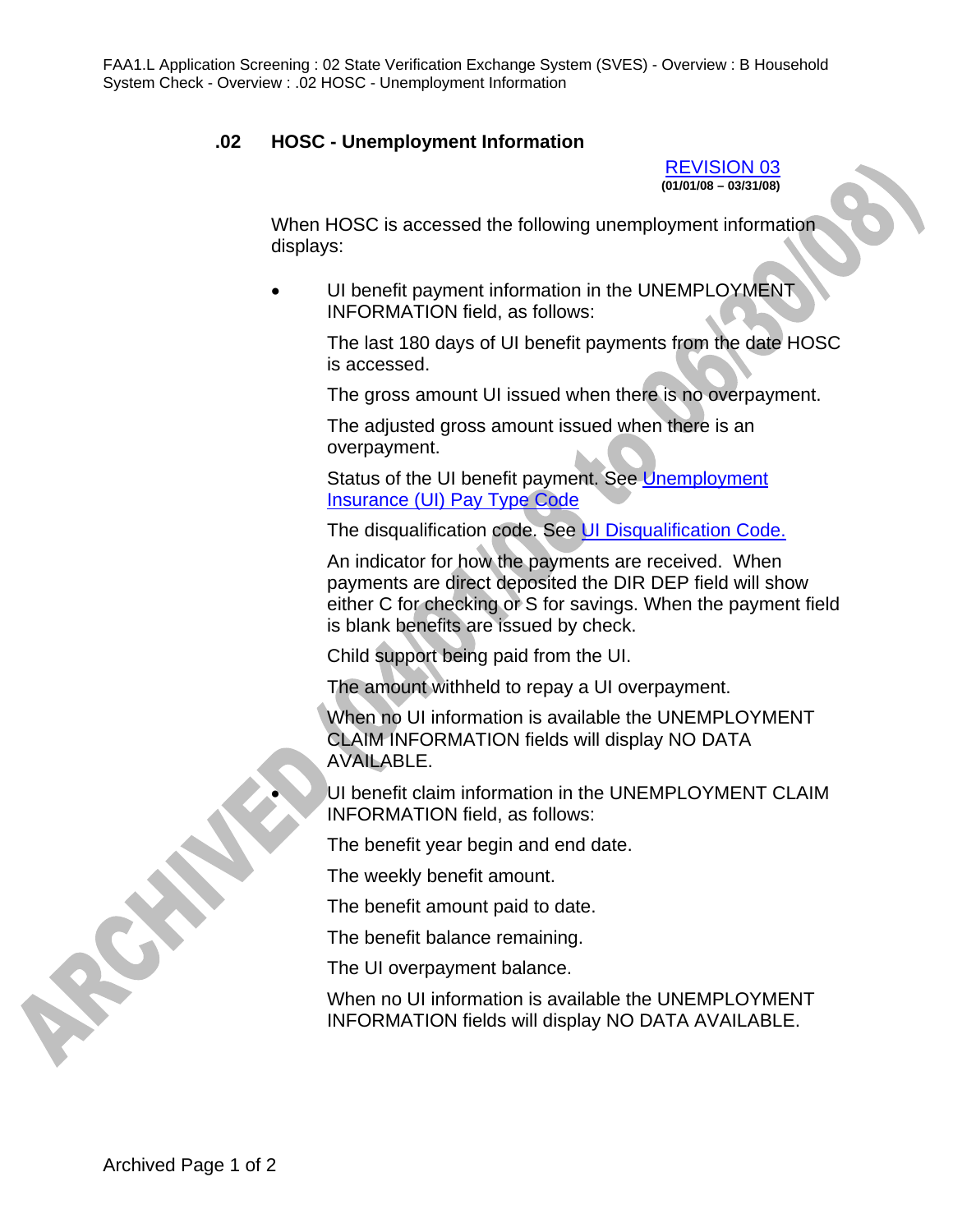FAA1.L Application Screening : 02 State Verification Exchange System (SVES) - Overview : B Household System Check - Overview : .02 HOSC - Unemployment Information

## .02 HOSC - Unemployment Information

REVISION 03
**(01/01/08 – 03/31/08)**

When HOSC is accessed the following unemployment information displays:

- UI benefit payment information in the UNEMPLOYMENT INFORMATION field, as follows:

  The last 180 days of UI benefit payments from the date HOSC is accessed.

  The gross amount UI issued when there is no overpayment.

  The adjusted gross amount issued when there is an overpayment.

  Status of the UI benefit payment. See Unemployment Insurance (UI) Pay Type Code

  The disqualification code. See UI Disqualification Code.

  An indicator for how the payments are received. When payments are direct deposited the DIR DEP field will show either C for checking or S for savings. When the payment field is blank benefits are issued by check.

  Child support being paid from the UI.

  The amount withheld to repay a UI overpayment.

  When no UI information is available the UNEMPLOYMENT CLAIM INFORMATION fields will display NO DATA AVAILABLE.

- UI benefit claim information in the UNEMPLOYMENT CLAIM INFORMATION field, as follows:

  The benefit year begin and end date.

  The weekly benefit amount.

  The benefit amount paid to date.

  The benefit balance remaining.

  The UI overpayment balance.

  When no UI information is available the UNEMPLOYMENT INFORMATION fields will display NO DATA AVAILABLE.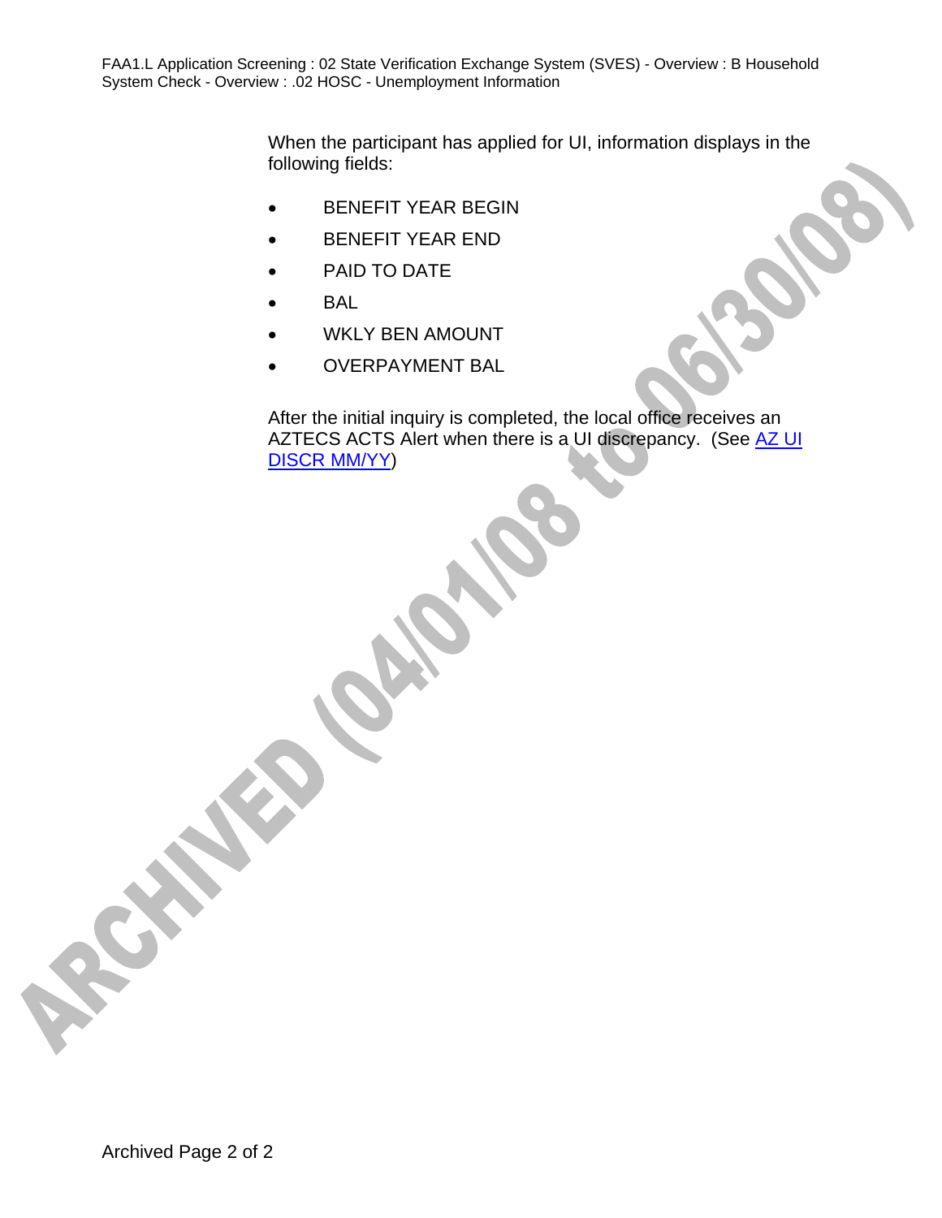When the participant has applied for UI, information displays in the following fields:

- BENEFIT YEAR BEGIN
- BENEFIT YEAR END
- PAID TO DATE
- BAL
- WKLY BEN AMOUNT
- OVERPAYMENT BAL

After the initial inquiry is completed, the local office receives an AZTECS ACTS Alert when there is a UI discrepancy. (See AZ UI DISCR MM/YY)